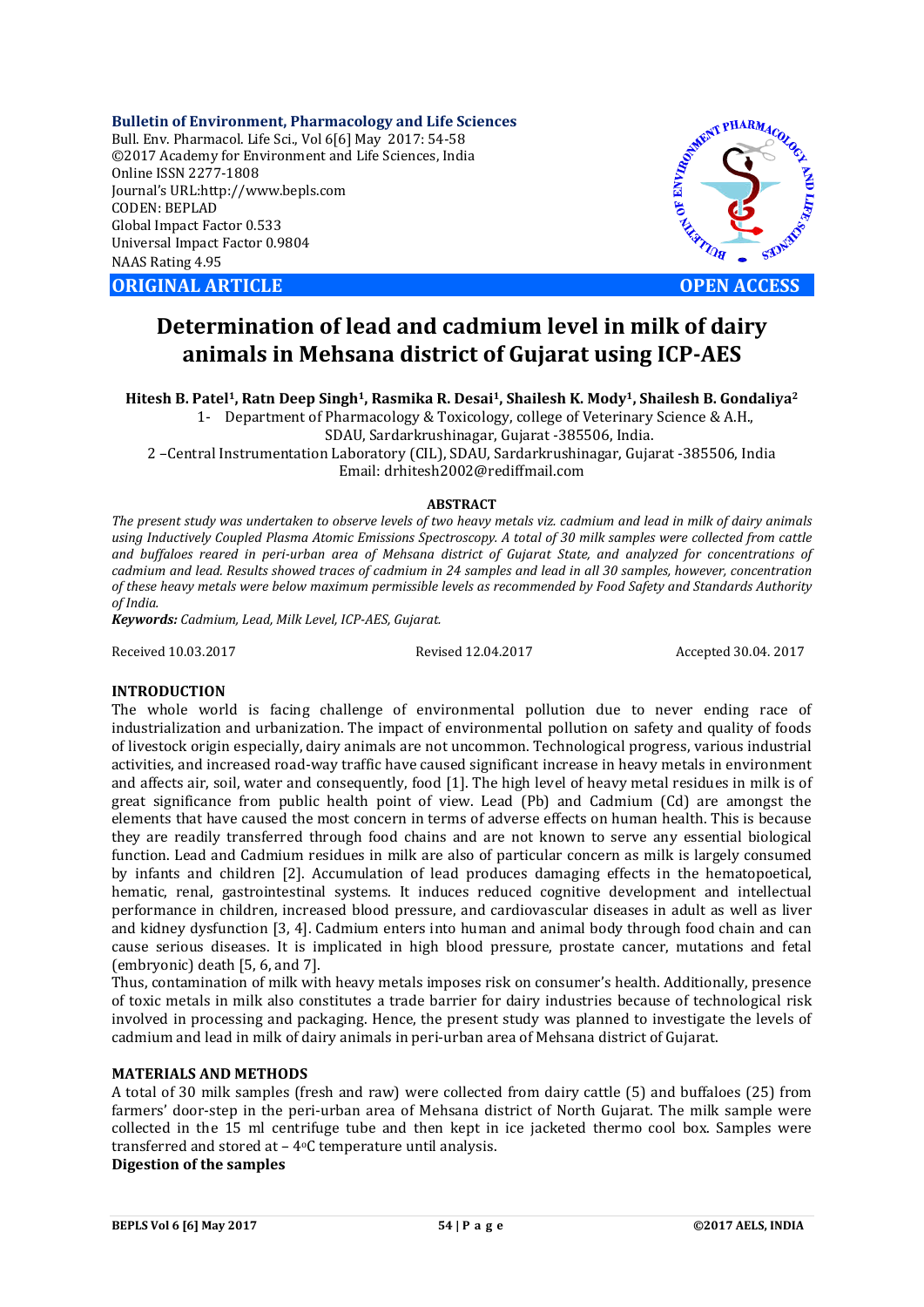**Bulletin of Environment, Pharmacology and Life Sciences**
Bull. Env. Pharmacol. Life Sci., Vol 6[6] May 2017: 54-58
©2017 Academy for Environment and Life Sciences, India
Online ISSN 2277-1808
Journal's URL:http://www.bepls.com
CODEN: BEPLAD
Global Impact Factor 0.533
Universal Impact Factor 0.9804
NAAS Rating 4.95

**ORIGINAL ARTICLE** **OPEN ACCESS**

# Determination of lead and cadmium level in milk of dairy animals in Mehsana district of Gujarat using ICP-AES

**Hitesh B. Patel[1], Ratn Deep Singh[1], Rasmika R. Desai[1], Shailesh K. Mody[1], Shailesh B. Gondaliya[2]**

1- Department of Pharmacology & Toxicology, college of Veterinary Science & A.H., SDAU, Sardarkrushinagar, Gujarat -385506, India.

2 –Central Instrumentation Laboratory (CIL), SDAU, Sardarkrushinagar, Gujarat -385506, India

Email: drhitesh2002@rediffmail.com

**ABSTRACT**

*The present study was undertaken to observe levels of two heavy metals viz. cadmium and lead in milk of dairy animals using Inductively Coupled Plasma Atomic Emissions Spectroscopy. A total of 30 milk samples were collected from cattle and buffaloes reared in peri-urban area of Mehsana district of Gujarat State, and analyzed for concentrations of cadmium and lead. Results showed traces of cadmium in 24 samples and lead in all 30 samples, however, concentration of these heavy metals were below maximum permissible levels as recommended by Food Safety and Standards Authority of India.*

***Keywords:*** *Cadmium, Lead, Milk Level, ICP-AES, Gujarat.*

Received 10.03.2017 Revised 12.04.2017 Accepted 30.04. 2017

## INTRODUCTION

The whole world is facing challenge of environmental pollution due to never ending race of industrialization and urbanization. The impact of environmental pollution on safety and quality of foods of livestock origin especially, dairy animals are not uncommon. Technological progress, various industrial activities, and increased road-way traffic have caused significant increase in heavy metals in environment and affects air, soil, water and consequently, food [1]. The high level of heavy metal residues in milk is of great significance from public health point of view. Lead (Pb) and Cadmium (Cd) are amongst the elements that have caused the most concern in terms of adverse effects on human health. This is because they are readily transferred through food chains and are not known to serve any essential biological function. Lead and Cadmium residues in milk are also of particular concern as milk is largely consumed by infants and children [2]. Accumulation of lead produces damaging effects in the hematopoetical, hematic, renal, gastrointestinal systems. It induces reduced cognitive development and intellectual performance in children, increased blood pressure, and cardiovascular diseases in adult as well as liver and kidney dysfunction [3, 4]. Cadmium enters into human and animal body through food chain and can cause serious diseases. It is implicated in high blood pressure, prostate cancer, mutations and fetal (embryonic) death [5, 6, and 7].

Thus, contamination of milk with heavy metals imposes risk on consumer's health. Additionally, presence of toxic metals in milk also constitutes a trade barrier for dairy industries because of technological risk involved in processing and packaging. Hence, the present study was planned to investigate the levels of cadmium and lead in milk of dairy animals in peri-urban area of Mehsana district of Gujarat.

## MATERIALS AND METHODS

A total of 30 milk samples (fresh and raw) were collected from dairy cattle (5) and buffaloes (25) from farmers' door-step in the peri-urban area of Mehsana district of North Gujarat. The milk sample were collected in the 15 ml centrifuge tube and then kept in ice jacketed thermo cool box. Samples were transferred and stored at – 4°C temperature until analysis.

**Digestion of the samples**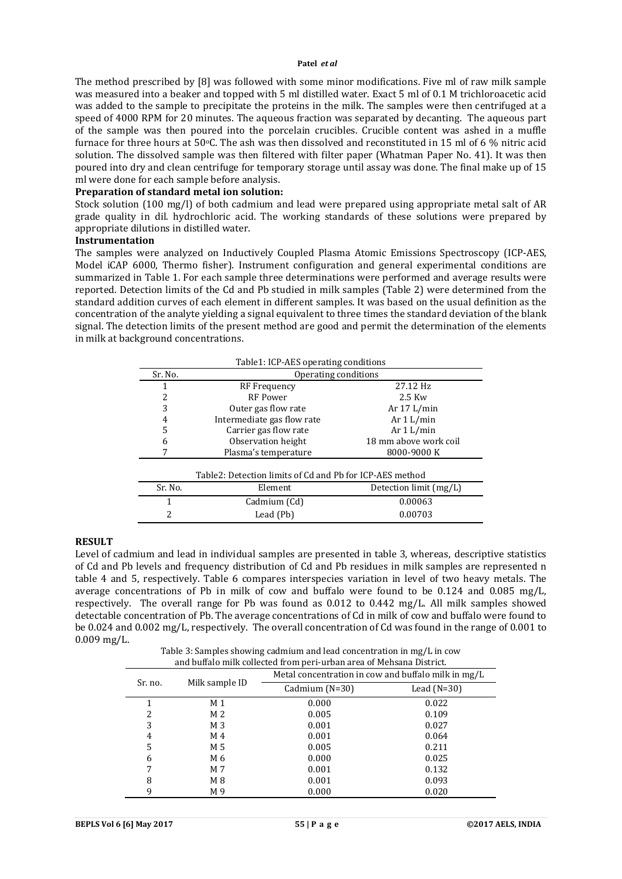The method prescribed by [8] was followed with some minor modifications. Five ml of raw milk sample was measured into a beaker and topped with 5 ml distilled water. Exact 5 ml of 0.1 M trichloroacetic acid was added to the sample to precipitate the proteins in the milk. The samples were then centrifuged at a speed of 4000 RPM for 20 minutes. The aqueous fraction was separated by decanting. The aqueous part of the sample was then poured into the porcelain crucibles. Crucible content was ashed in a muffle furnace for three hours at 50°C. The ash was then dissolved and reconstituted in 15 ml of 6 % nitric acid solution. The dissolved sample was then filtered with filter paper (Whatman Paper No. 41). It was then poured into dry and clean centrifuge for temporary storage until assay was done. The final make up of 15 ml were done for each sample before analysis.

**Preparation of standard metal ion solution:**

Stock solution (100 mg/l) of both cadmium and lead were prepared using appropriate metal salt of AR grade quality in dil. hydrochloric acid. The working standards of these solutions were prepared by appropriate dilutions in distilled water.

**Instrumentation**

The samples were analyzed on Inductively Coupled Plasma Atomic Emissions Spectroscopy (ICP-AES, Model iCAP 6000, Thermo fisher). Instrument configuration and general experimental conditions are summarized in Table 1. For each sample three determinations were performed and average results were reported. Detection limits of the Cd and Pb studied in milk samples (Table 2) were determined from the standard addition curves of each element in different samples. It was based on the usual definition as the concentration of the analyte yielding a signal equivalent to three times the standard deviation of the blank signal. The detection limits of the present method are good and permit the determination of the elements in milk at background concentrations.

Table1: ICP-AES operating conditions

| Sr. No. | Operating conditions | |
|---|---|---|
| 1 | RF Frequency | 27.12 Hz |
| 2 | RF Power | 2.5 Kw |
| 3 | Outer gas flow rate | Ar 17 L/min |
| 4 | Intermediate gas flow rate | Ar 1 L/min |
| 5 | Carrier gas flow rate | Ar 1 L/min |
| 6 | Observation height | 18 mm above work coil |
| 7 | Plasma's temperature | 8000-9000 K |

Table2: Detection limits of Cd and Pb for ICP-AES method

| Sr. No. | Element | Detection limit (mg/L) |
|---|---|---|
| 1 | Cadmium (Cd) | 0.00063 |
| 2 | Lead (Pb) | 0.00703 |

**RESULT**

Level of cadmium and lead in individual samples are presented in table 3, whereas, descriptive statistics of Cd and Pb levels and frequency distribution of Cd and Pb residues in milk samples are represented n table 4 and 5, respectively. Table 6 compares interspecies variation in level of two heavy metals. The average concentrations of Pb in milk of cow and buffalo were found to be 0.124 and 0.085 mg/L, respectively. The overall range for Pb was found as 0.012 to 0.442 mg/L. All milk samples showed detectable concentration of Pb. The average concentrations of Cd in milk of cow and buffalo were found to be 0.024 and 0.002 mg/L, respectively. The overall concentration of Cd was found in the range of 0.001 to 0.009 mg/L.

Table 3: Samples showing cadmium and lead concentration in mg/L in cow and buffalo milk collected from peri-urban area of Mehsana District.

| Sr. no. | Milk sample ID | Metal concentration in cow and buffalo milk in mg/L | |
|---|---|---|---|
| | | Cadmium (N=30) | Lead (N=30) |
| 1 | M 1 | 0.000 | 0.022 |
| 2 | M 2 | 0.005 | 0.109 |
| 3 | M 3 | 0.001 | 0.027 |
| 4 | M 4 | 0.001 | 0.064 |
| 5 | M 5 | 0.005 | 0.211 |
| 6 | M 6 | 0.000 | 0.025 |
| 7 | M 7 | 0.001 | 0.132 |
| 8 | M 8 | 0.001 | 0.093 |
| 9 | M 9 | 0.000 | 0.020 |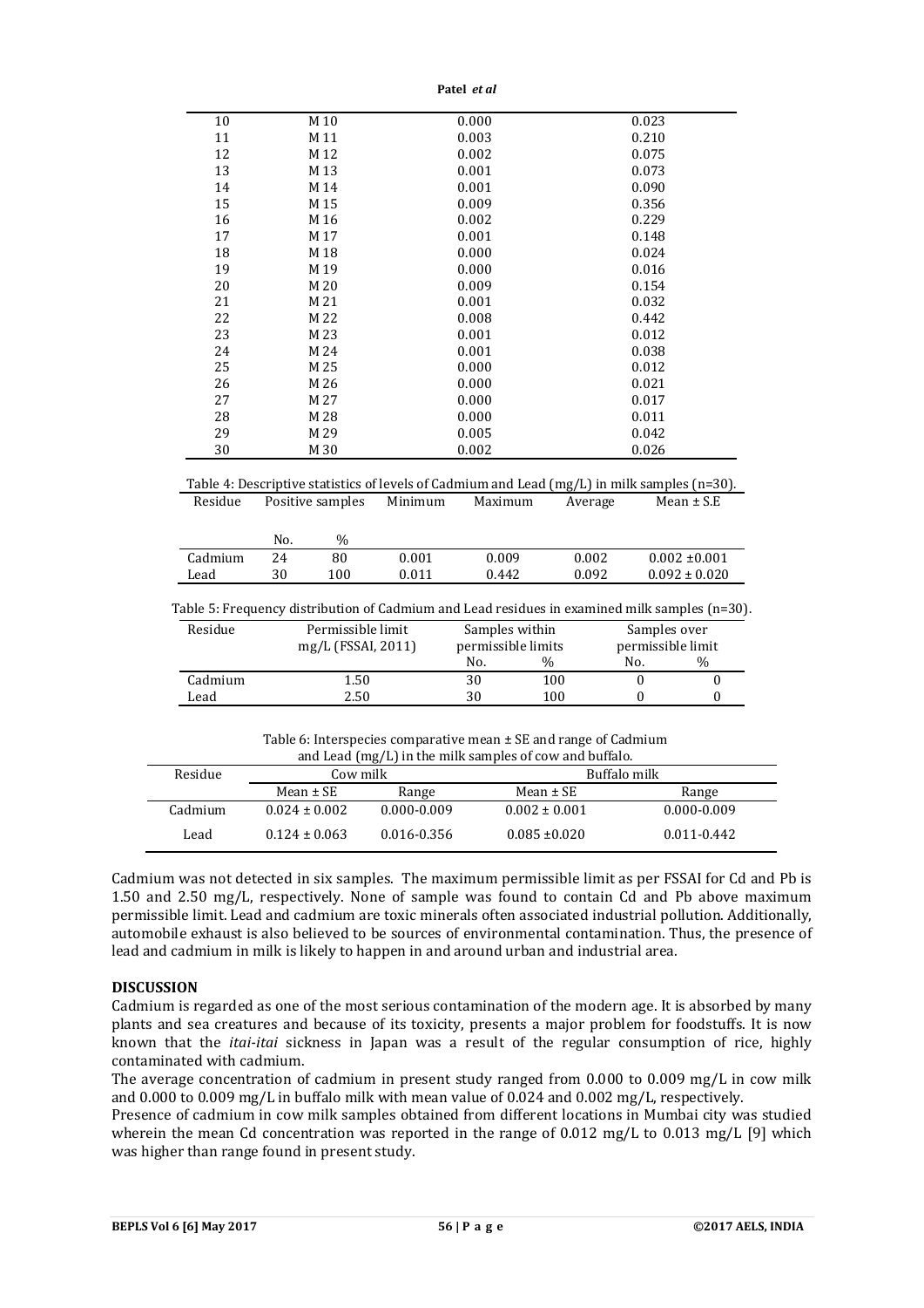| 10 | M 10 | 0.000 | 0.023 |
|---|---|---|---|
| 11 | M 11 | 0.003 | 0.210 |
| 12 | M 12 | 0.002 | 0.075 |
| 13 | M 13 | 0.001 | 0.073 |
| 14 | M 14 | 0.001 | 0.090 |
| 15 | M 15 | 0.009 | 0.356 |
| 16 | M 16 | 0.002 | 0.229 |
| 17 | M 17 | 0.001 | 0.148 |
| 18 | M 18 | 0.000 | 0.024 |
| 19 | M 19 | 0.000 | 0.016 |
| 20 | M 20 | 0.009 | 0.154 |
| 21 | M 21 | 0.001 | 0.032 |
| 22 | M 22 | 0.008 | 0.442 |
| 23 | M 23 | 0.001 | 0.012 |
| 24 | M 24 | 0.001 | 0.038 |
| 25 | M 25 | 0.000 | 0.012 |
| 26 | M 26 | 0.000 | 0.021 |
| 27 | M 27 | 0.000 | 0.017 |
| 28 | M 28 | 0.000 | 0.011 |
| 29 | M 29 | 0.005 | 0.042 |
| 30 | M 30 | 0.002 | 0.026 |

Table 4: Descriptive statistics of levels of Cadmium and Lead (mg/L) in milk samples (n=30).

| Residue | Positive samples | | Minimum | Maximum | Average | Mean ± S.E |
|---|---|---|---|---|---|---|
| | No. | % | | | | |
| Cadmium | 24 | 80 | 0.001 | 0.009 | 0.002 | 0.002 ±0.001 |
| Lead | 30 | 100 | 0.011 | 0.442 | 0.092 | 0.092 ± 0.020 |

Table 5: Frequency distribution of Cadmium and Lead residues in examined milk samples (n=30).

| Residue | Permissible limit mg/L (FSSAI, 2011) | Samples within permissible limits | | Samples over permissible limit | |
|---|---|---|---|---|---|
| | | No. | % | No. | % |
| Cadmium | 1.50 | 30 | 100 | 0 | 0 |
| Lead | 2.50 | 30 | 100 | 0 | 0 |

Table 6: Interspecies comparative mean ± SE and range of Cadmium and Lead (mg/L) in the milk samples of cow and buffalo.

| Residue | Cow milk | | Buffalo milk | |
|---|---|---|---|---|
| | Mean ± SE | Range | Mean ± SE | Range |
| Cadmium | 0.024 ± 0.002 | 0.000-0.009 | 0.002 ± 0.001 | 0.000-0.009 |
| Lead | 0.124 ± 0.063 | 0.016-0.356 | 0.085 ±0.020 | 0.011-0.442 |

Cadmium was not detected in six samples. The maximum permissible limit as per FSSAI for Cd and Pb is 1.50 and 2.50 mg/L, respectively. None of sample was found to contain Cd and Pb above maximum permissible limit. Lead and cadmium are toxic minerals often associated industrial pollution. Additionally, automobile exhaust is also believed to be sources of environmental contamination. Thus, the presence of lead and cadmium in milk is likely to happen in and around urban and industrial area.

## DISCUSSION

Cadmium is regarded as one of the most serious contamination of the modern age. It is absorbed by many plants and sea creatures and because of its toxicity, presents a major problem for foodstuffs. It is now known that the *itai-itai* sickness in Japan was a result of the regular consumption of rice, highly contaminated with cadmium.

The average concentration of cadmium in present study ranged from 0.000 to 0.009 mg/L in cow milk and 0.000 to 0.009 mg/L in buffalo milk with mean value of 0.024 and 0.002 mg/L, respectively.

Presence of cadmium in cow milk samples obtained from different locations in Mumbai city was studied wherein the mean Cd concentration was reported in the range of 0.012 mg/L to 0.013 mg/L [9] which was higher than range found in present study.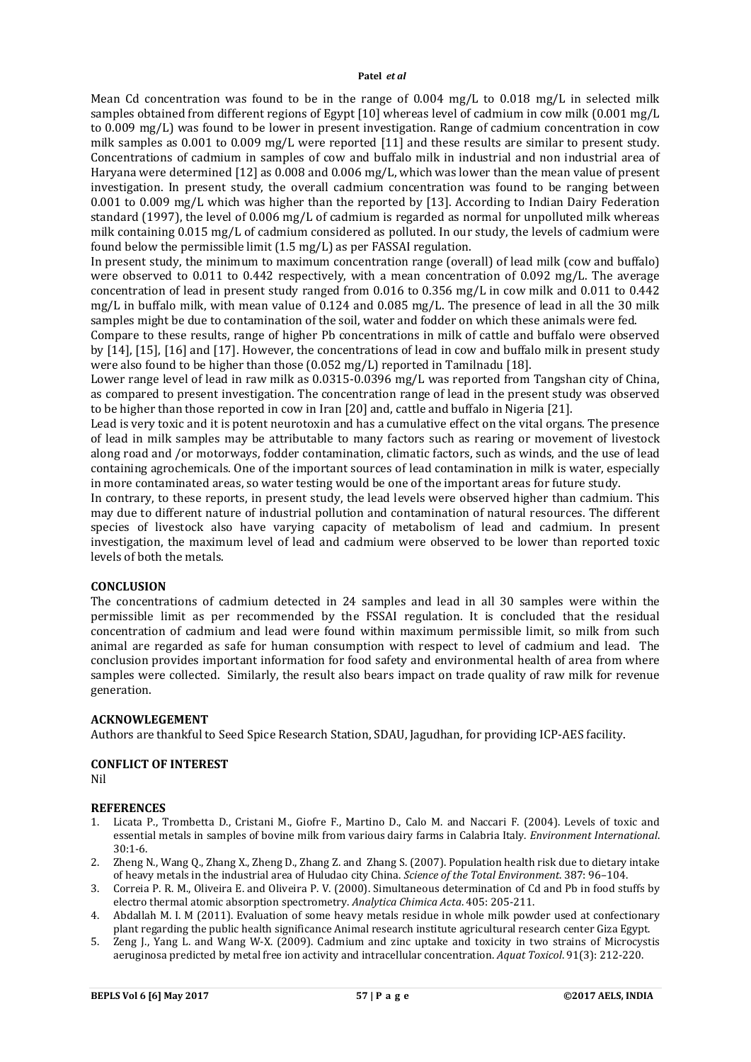Mean Cd concentration was found to be in the range of 0.004 mg/L to 0.018 mg/L in selected milk samples obtained from different regions of Egypt [10] whereas level of cadmium in cow milk (0.001 mg/L to 0.009 mg/L) was found to be lower in present investigation. Range of cadmium concentration in cow milk samples as 0.001 to 0.009 mg/L were reported [11] and these results are similar to present study. Concentrations of cadmium in samples of cow and buffalo milk in industrial and non industrial area of Haryana were determined [12] as 0.008 and 0.006 mg/L, which was lower than the mean value of present investigation. In present study, the overall cadmium concentration was found to be ranging between 0.001 to 0.009 mg/L which was higher than the reported by [13]. According to Indian Dairy Federation standard (1997), the level of 0.006 mg/L of cadmium is regarded as normal for unpolluted milk whereas milk containing 0.015 mg/L of cadmium considered as polluted. In our study, the levels of cadmium were found below the permissible limit (1.5 mg/L) as per FASSAI regulation.

In present study, the minimum to maximum concentration range (overall) of lead milk (cow and buffalo) were observed to 0.011 to 0.442 respectively, with a mean concentration of 0.092 mg/L. The average concentration of lead in present study ranged from 0.016 to 0.356 mg/L in cow milk and 0.011 to 0.442 mg/L in buffalo milk, with mean value of 0.124 and 0.085 mg/L. The presence of lead in all the 30 milk samples might be due to contamination of the soil, water and fodder on which these animals were fed.

Compare to these results, range of higher Pb concentrations in milk of cattle and buffalo were observed by [14], [15], [16] and [17]. However, the concentrations of lead in cow and buffalo milk in present study were also found to be higher than those (0.052 mg/L) reported in Tamilnadu [18].

Lower range level of lead in raw milk as 0.0315-0.0396 mg/L was reported from Tangshan city of China, as compared to present investigation. The concentration range of lead in the present study was observed to be higher than those reported in cow in Iran [20] and, cattle and buffalo in Nigeria [21].

Lead is very toxic and it is potent neurotoxin and has a cumulative effect on the vital organs. The presence of lead in milk samples may be attributable to many factors such as rearing or movement of livestock along road and /or motorways, fodder contamination, climatic factors, such as winds, and the use of lead containing agrochemicals. One of the important sources of lead contamination in milk is water, especially in more contaminated areas, so water testing would be one of the important areas for future study.

In contrary, to these reports, in present study, the lead levels were observed higher than cadmium. This may due to different nature of industrial pollution and contamination of natural resources. The different species of livestock also have varying capacity of metabolism of lead and cadmium. In present investigation, the maximum level of lead and cadmium were observed to be lower than reported toxic levels of both the metals.

## CONCLUSION

The concentrations of cadmium detected in 24 samples and lead in all 30 samples were within the permissible limit as per recommended by the FSSAI regulation. It is concluded that the residual concentration of cadmium and lead were found within maximum permissible limit, so milk from such animal are regarded as safe for human consumption with respect to level of cadmium and lead. The conclusion provides important information for food safety and environmental health of area from where samples were collected. Similarly, the result also bears impact on trade quality of raw milk for revenue generation.

## ACKNOWLEGEMENT

Authors are thankful to Seed Spice Research Station, SDAU, Jagudhan, for providing ICP-AES facility.

## CONFLICT OF INTEREST

Nil

## REFERENCES

1. Licata P., Trombetta D., Cristani M., Giofre F., Martino D., Calo M. and Naccari F. (2004). Levels of toxic and essential metals in samples of bovine milk from various dairy farms in Calabria Italy. *Environment International*. 30:1-6.
2. Zheng N., Wang Q., Zhang X., Zheng D., Zhang Z. and Zhang S. (2007). Population health risk due to dietary intake of heavy metals in the industrial area of Huludao city China. *Science of the Total Environment*. 387: 96–104.
3. Correia P. R. M., Oliveira E. and Oliveira P. V. (2000). Simultaneous determination of Cd and Pb in food stuffs by electro thermal atomic absorption spectrometry. *Analytica Chimica Acta*. 405: 205-211.
4. Abdallah M. I. M (2011). Evaluation of some heavy metals residue in whole milk powder used at confectionary plant regarding the public health significance Animal research institute agricultural research center Giza Egypt.
5. Zeng J., Yang L. and Wang W-X. (2009). Cadmium and zinc uptake and toxicity in two strains of Microcystis aeruginosa predicted by metal free ion activity and intracellular concentration. *Aquat Toxicol*. 91(3): 212-220.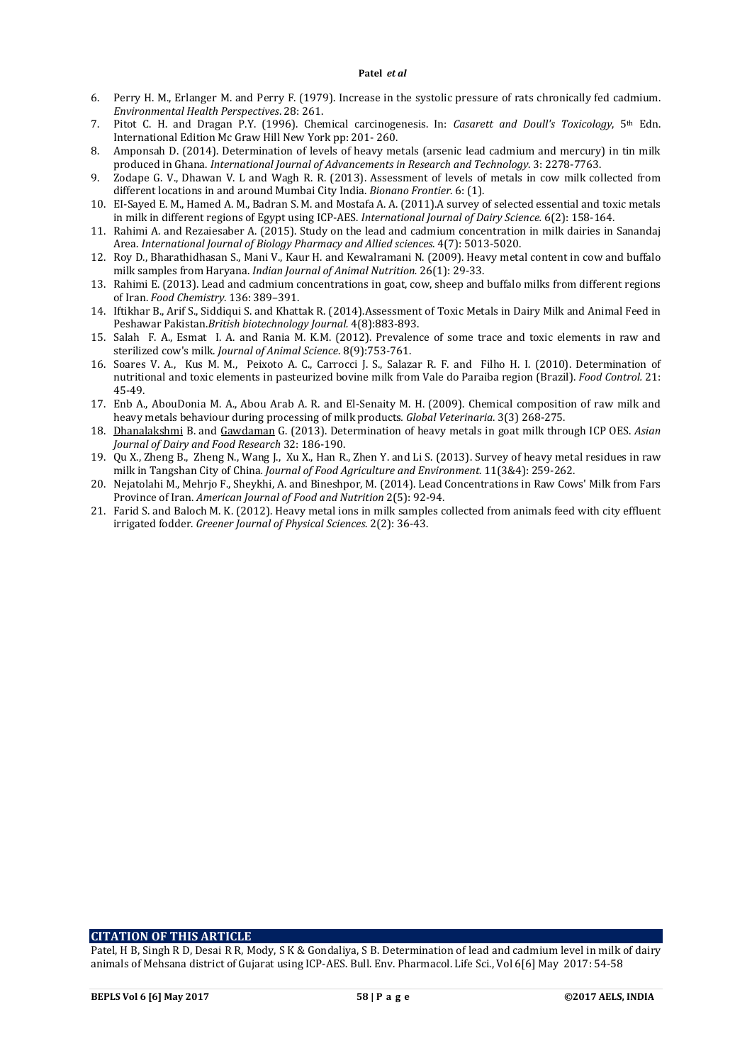6. Perry H. M., Erlanger M. and Perry F. (1979). Increase in the systolic pressure of rats chronically fed cadmium. *Environmental Health Perspectives*. 28: 261.
7. Pitot C. H. and Dragan P.Y. (1996). Chemical carcinogenesis. In: *Casarett and Doull's Toxicology*, 5th Edn. International Edition Mc Graw Hill New York pp: 201- 260.
8. Amponsah D. (2014). Determination of levels of heavy metals (arsenic lead cadmium and mercury) in tin milk produced in Ghana. *International Journal of Advancements in Research and Technology*. 3: 2278-7763.
9. Zodape G. V., Dhawan V. L and Wagh R. R. (2013). Assessment of levels of metals in cow milk collected from different locations in and around Mumbai City India. *Bionano Frontier*. 6: (1).
10. El-Sayed E. M., Hamed A. M., Badran S. M. and Mostafa A. A. (2011).A survey of selected essential and toxic metals in milk in different regions of Egypt using ICP-AES. *International Journal of Dairy Science.* 6(2): 158-164.
11. Rahimi A. and Rezaiesaber A. (2015). Study on the lead and cadmium concentration in milk dairies in Sanandaj Area. *International Journal of Biology Pharmacy and Allied sciences*. 4(7): 5013-5020.
12. Roy D., Bharathidhasan S., Mani V., Kaur H. and Kewalramani N. (2009). Heavy metal content in cow and buffalo milk samples from Haryana. *Indian Journal of Animal Nutrition.* 26(1): 29-33.
13. Rahimi E. (2013). Lead and cadmium concentrations in goat, cow, sheep and buffalo milks from different regions of Iran. *Food Chemistry*. 136: 389–391.
14. Iftikhar B., Arif S., Siddiqui S. and Khattak R. (2014).Assessment of Toxic Metals in Dairy Milk and Animal Feed in Peshawar Pakistan.*British biotechnology Journal.* 4(8):883-893.
15. Salah F. A., Esmat I. A. and Rania M. K.M. (2012). Prevalence of some trace and toxic elements in raw and sterilized cow's milk. *Journal of Animal Science*. 8(9):753-761.
16. Soares V. A., Kus M. M., Peixoto A. C., Carrocci J. S., Salazar R. F. and Filho H. I. (2010). Determination of nutritional and toxic elements in pasteurized bovine milk from Vale do Paraiba region (Brazil). *Food Control.* 21: 45-49.
17. Enb A., AbouDonia M. A., Abou Arab A. R. and El-Senaity M. H. (2009). Chemical composition of raw milk and heavy metals behaviour during processing of milk products. *Global Veterinaria*. 3(3) 268-275.
18. Dhanalakshmi B. and Gawdaman G. (2013). Determination of heavy metals in goat milk through ICP OES. *Asian Journal of Dairy and Food Research* 32: 186-190.
19. Qu X., Zheng B., Zheng N., Wang J., Xu X., Han R., Zhen Y. and Li S. (2013). Survey of heavy metal residues in raw milk in Tangshan City of China. *Journal of Food Agriculture and Environment*. 11(3&4): 259-262.
20. Nejatolahi M., Mehrjo F., Sheykhi, A. and Bineshpor, M. (2014). Lead Concentrations in Raw Cows' Milk from Fars Province of Iran. *American Journal of Food and Nutrition* 2(5): 92-94.
21. Farid S. and Baloch M. K. (2012). Heavy metal ions in milk samples collected from animals feed with city effluent irrigated fodder. *Greener Journal of Physical Sciences*. 2(2): 36-43.

**CITATION OF THIS ARTICLE**

Patel, H B, Singh R D, Desai R R, Mody, S K & Gondaliya, S B. Determination of lead and cadmium level in milk of dairy animals of Mehsana district of Gujarat using ICP-AES. Bull. Env. Pharmacol. Life Sci., Vol 6[6] May 2017: 54-58